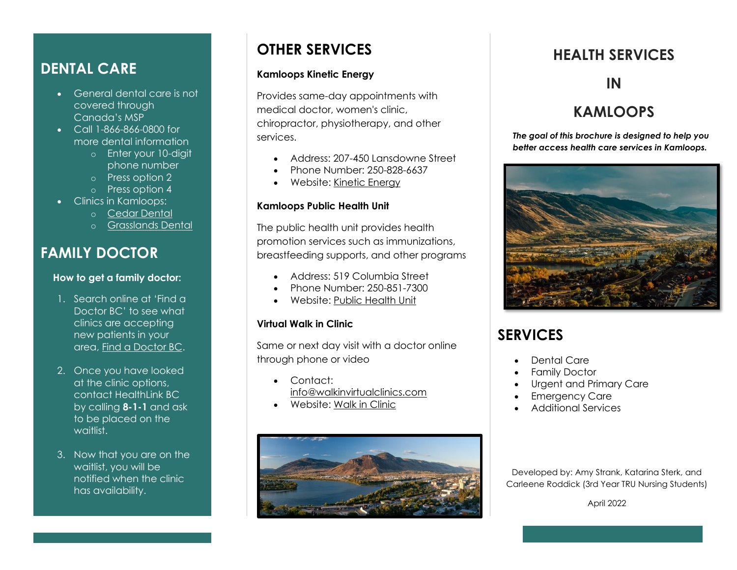## DENTAL CARE

- General dental care is not covered through Canada's MSP
- Call 1-866-866-0800 for more dental information
  - Enter your 10-digit phone number
  - Press option 2
  - Press option 4
- Clinics in Kamloops:
  - Cedar Dental
  - Grasslands Dental

## FAMILY DOCTOR

**How to get a family doctor:**

1. Search online at 'Find a Doctor BC' to see what clinics are accepting new patients in your area, Find a Doctor BC.

2. Once you have looked at the clinic options, contact HealthLink BC by calling **8-1-1** and ask to be placed on the waitlist.

3. Now that you are on the waitlist, you will be notified when the clinic has availability.

## OTHER SERVICES

**Kamloops Kinetic Energy**

Provides same-day appointments with medical doctor, women's clinic, chiropractor, physiotherapy, and other services.

- Address: 207-450 Lansdowne Street
- Phone Number: 250-828-6637
- Website: Kinetic Energy

**Kamloops Public Health Unit**

The public health unit provides health promotion services such as immunizations, breastfeeding supports, and other programs

- Address: 519 Columbia Street
- Phone Number: 250-851-7300
- Website: Public Health Unit

**Virtual Walk in Clinic**

Same or next day visit with a doctor online through phone or video

- Contact: info@walkinvirtualclinics.com
- Website: Walk in Clinic

# HEALTH SERVICES IN KAMLOOPS

***The goal of this brochure is designed to help you better access health care services in Kamloops.***

## SERVICES

- Dental Care
- Family Doctor
- Urgent and Primary Care
- Emergency Care
- Additional Services

Developed by: Amy Strank, Katarina Sterk, and Carleene Roddick (3rd Year TRU Nursing Students)

April 2022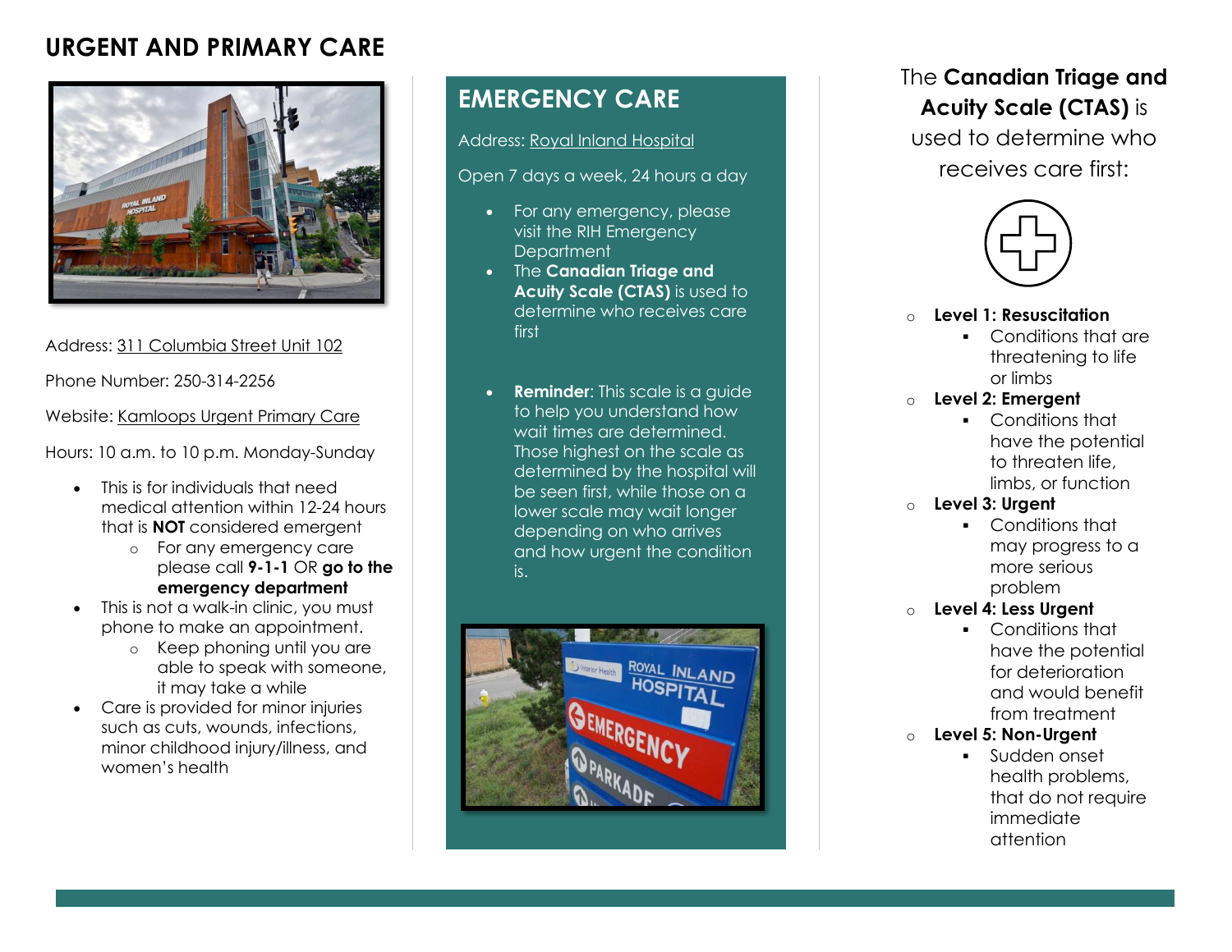## URGENT AND PRIMARY CARE

Address: 311 Columbia Street Unit 102

Phone Number: 250-314-2256

Website: Kamloops Urgent Primary Care

Hours: 10 a.m. to 10 p.m. Monday-Sunday

- This is for individuals that need medical attention within 12-24 hours that is **NOT** considered emergent
  - For any emergency care please call **9-1-1** OR **go to the emergency department**
- This is not a walk-in clinic, you must phone to make an appointment.
  - Keep phoning until you are able to speak with someone, it may take a while
- Care is provided for minor injuries such as cuts, wounds, infections, minor childhood injury/illness, and women's health

## EMERGENCY CARE

Address: Royal Inland Hospital

Open 7 days a week, 24 hours a day

- For any emergency, please visit the RIH Emergency Department
- The **Canadian Triage and Acuity Scale (CTAS)** is used to determine who receives care first
- **Reminder**: This scale is a guide to help you understand how wait times are determined. Those highest on the scale as determined by the hospital will be seen first, while those on a lower scale may wait longer depending on who arrives and how urgent the condition is.

The **Canadian Triage and Acuity Scale (CTAS)** is used to determine who receives care first:

- **Level 1: Resuscitation**
  - Conditions that are threatening to life or limbs
- **Level 2: Emergent**
  - Conditions that have the potential to threaten life, limbs, or function
- **Level 3: Urgent**
  - Conditions that may progress to a more serious problem
- **Level 4: Less Urgent**
  - Conditions that have the potential for deterioration and would benefit from treatment
- **Level 5: Non-Urgent**
  - Sudden onset health problems, that do not require immediate attention